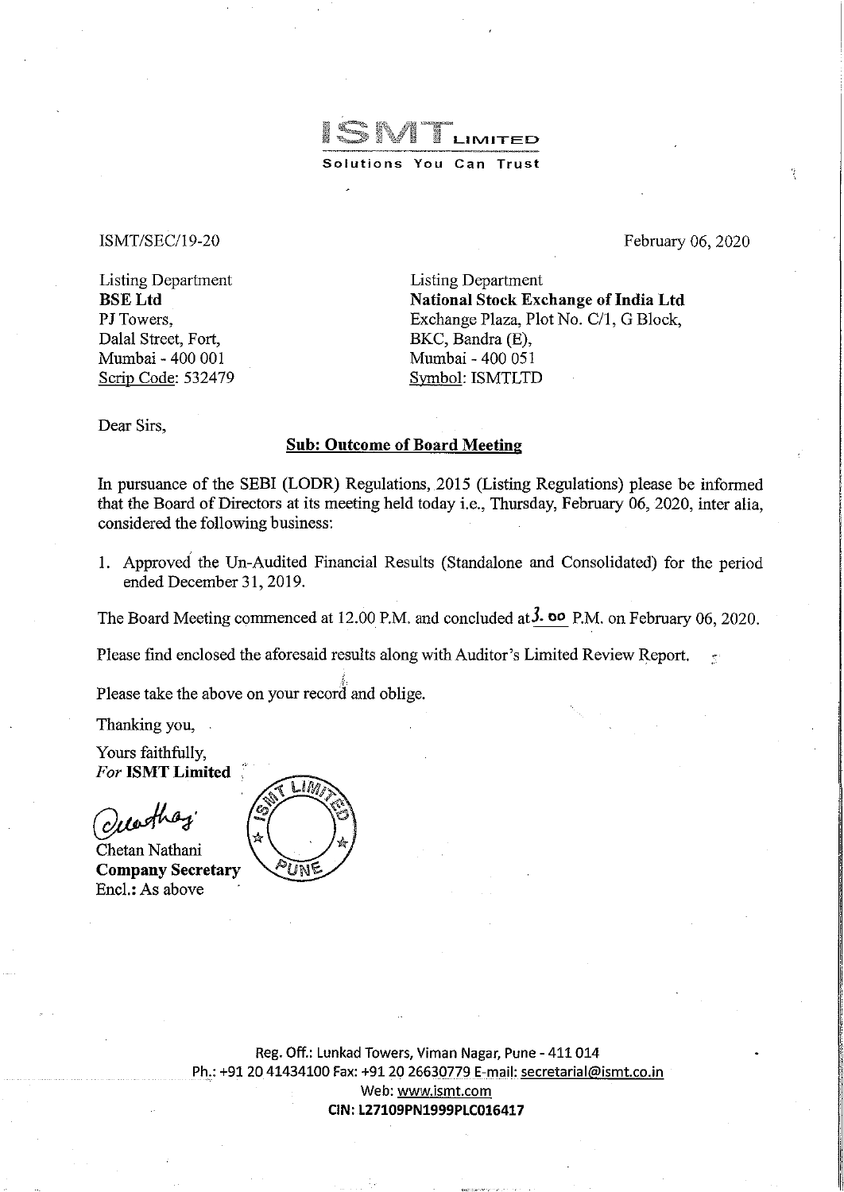**ISMT LIMITED**

**Solutions You Can Trust**

ISMT/SEC/19-20

February 06, 2020

Listing Department
**BSE Ltd**
PJ Towers,
Dalal Street, Fort,
Mumbai - 400 001
Scrip Code: 532479

Listing Department
**National Stock Exchange of India Ltd**
Exchange Plaza, Plot No. C/1, G Block,
BKC, Bandra (E),
Mumbai - 400 051
Symbol: ISMTLTD

Dear Sirs,

**Sub: Outcome of Board Meeting**

In pursuance of the SEBI (LODR) Regulations, 2015 (Listing Regulations) please be informed that the Board of Directors at its meeting held today i.e., Thursday, February 06, 2020, inter alia, considered the following business:

1. Approved the Un-Audited Financial Results (Standalone and Consolidated) for the period ended December 31, 2019.

The Board Meeting commenced at 12.00 P.M. and concluded at 3.00 P.M. on February 06, 2020.

Please find enclosed the aforesaid results along with Auditor's Limited Review Report.

Please take the above on your record and oblige.

Thanking you,

Yours faithfully,
*For* **ISMT Limited**

Chetan Nathani
**Company Secretary**
Encl.: As above

Reg. Off.: Lunkad Towers, Viman Nagar, Pune - 411 014
Ph.: +91 20 41434100 Fax: +91 20 26630779 E-mail: secretarial@ismt.co.in
Web: www.ismt.com
**CIN: L27109PN1999PLC016417**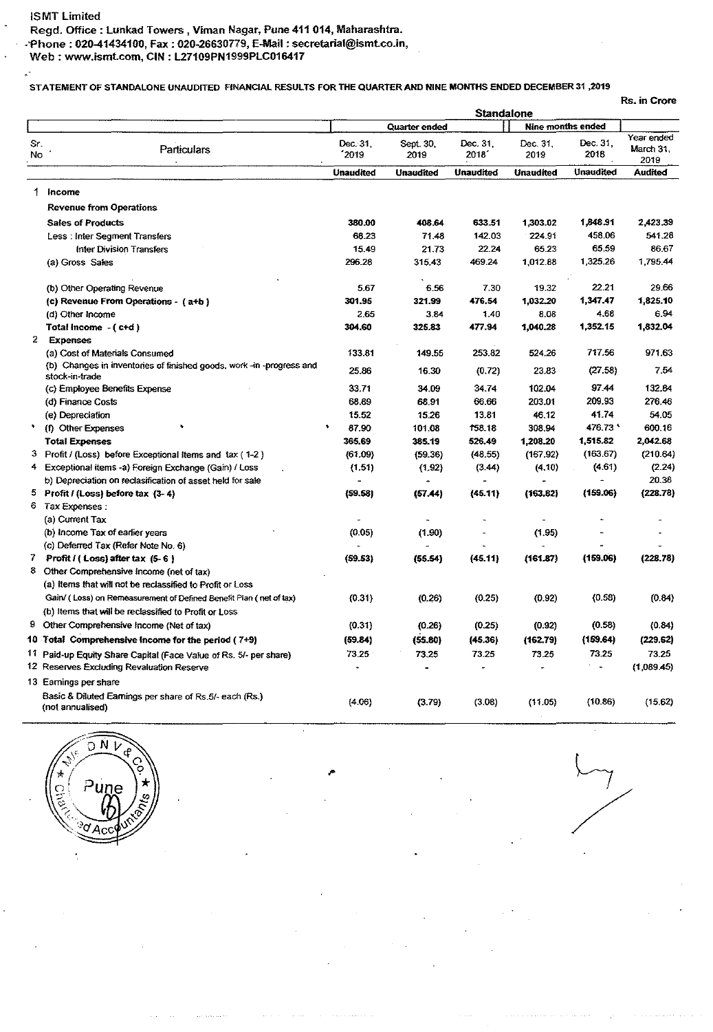ISMT Limited

Regd. Office : Lunkad Towers , Viman Nagar, Pune 411 014, Maharashtra.

Phone : 020-41434100, Fax : 020-26630779, E-Mail : secretarial@ismt.co.in,

Web : www.ismt.com, CIN : L27109PN1999PLC016417

**STATEMENT OF STANDALONE UNAUDITED FINANCIAL RESULTS FOR THE QUARTER AND NINE MONTHS ENDED DECEMBER 31 ,2019**

Rs. in Crore

| Sr. No | Particulars | Standalone | | | | | |
|---|---|---|---|---|---|---|---|
| | | Quarter ended | | | Nine months ended | | Year ended March 31, 2019 |
| | | Dec. 31, 2019 | Sept. 30, 2019 | Dec. 31, 2018 | Dec. 31, 2019 | Dec. 31, 2018 | |
| | | Unaudited | Unaudited | Unaudited | Unaudited | Unaudited | Audited |
| 1 | **Income** | | | | | | |
| | **Revenue from Operations** | | | | | | |
| | **Sales of Products** | 380.00 | 408.64 | 633.51 | 1,303.02 | 1,848.91 | 2,423.39 |
| | Less : Inter Segment Transfers | 68.23 | 71.48 | 142.03 | 224.91 | 458.06 | 541.28 |
| | Inter Division Transfers | 15.49 | 21.73 | 22.24 | 65.23 | 65.59 | 86.67 |
| | (a) Gross Sales | 296.28 | 315.43 | 469.24 | 1,012.88 | 1,325.26 | 1,795.44 |
| | (b) Other Operating Revenue | 5.67 | 6.56 | 7.30 | 19.32 | 22.21 | 29.66 |
| | **(c) Revenue From Operations - ( a+b )** | 301.95 | 321.99 | 476.54 | 1,032.20 | 1,347.47 | 1,825.10 |
| | (d) Other Income | 2.65 | 3.84 | 1.40 | 8.08 | 4.68 | 6.94 |
| | **Total Income - ( c+d )** | 304.60 | 325.83 | 477.94 | 1,040.28 | 1,352.15 | 1,832.04 |
| 2 | **Expenses** | | | | | | |
| | (a) Cost of Materials Consumed | 133.81 | 149.55 | 253.82 | 524.26 | 717.56 | 971.63 |
| | (b) Changes in inventories of finished goods, work -in -progress and stock-in-trade | 25.86 | 16.30 | (0.72) | 23.83 | (27.58) | 7.54 |
| | (c) Employee Benefits Expense | 33.71 | 34.09 | 34.74 | 102.04 | 97.44 | 132.84 |
| | (d) Finance Costs | 68.89 | 68.91 | 66.66 | 203.01 | 209.93 | 276.46 |
| | (e) Depreciation | 15.52 | 15.26 | 13.81 | 46.12 | 41.74 | 54.05 |
| | (f) Other Expenses | 87.90 | 101.08 | 158.18 | 308.94 | 476.73 | 600.16 |
| | **Total Expenses** | 365.69 | 385.19 | 526.49 | 1,208.20 | 1,515.82 | 2,042.68 |
| 3 | Profit / (Loss) before Exceptional Items and tax ( 1-2 ) | (61.09) | (59.36) | (48.55) | (167.92) | (163.67) | (210.64) |
| 4 | Exceptional items -a) Foreign Exchange (Gain) / Loss | (1.51) | (1.92) | (3.44) | (4.10) | (4.61) | (2.24) |
| | b) Depreciation on reclasification of asset held for sale | - | - | - | - | - | 20.38 |
| 5 | **Profit / (Loss) before tax (3- 4)** | (59.58) | (57.44) | (45.11) | (163.82) | (159.06) | (228.78) |
| 6 | Tax Expenses : | | | | | | |
| | (a) Current Tax | - | - | - | - | - | - |
| | (b) Income Tax of earlier years | (0.05) | (1.90) | - | (1.95) | - | - |
| | (c) Deferred Tax (Refer Note No. 6) | - | - | - | - | - | - |
| 7 | **Profit / ( Loss) after tax (5- 6 )** | (59.53) | (55.54) | (45.11) | (161.87) | (159.06) | (228.78) |
| 8 | Other Comprehensive Income (net of tax) | | | | | | |
| | (a) Items that will not be reclassified to Profit or Loss | | | | | | |
| | Gain/ ( Loss) on Remeasurement of Defined Benefit Plan ( net of tax) | (0.31) | (0.26) | (0.25) | (0.92) | (0.58) | (0.84) |
| | (b) Items that will be reclassified to Profit or Loss | | | | | | |
| 9 | Other Comprehensive Income (Net of tax) | (0.31) | (0.26) | (0.25) | (0.92) | (0.58) | (0.84) |
| 10 | **Total Comprehensive Income for the period ( 7+9)** | (59.84) | (55.80) | (45.36) | (162.79) | (159.64) | (229.62) |
| 11 | Paid-up Equity Share Capital (Face Value of Rs. 5/- per share) | 73.25 | 73.25 | 73.25 | 73.25 | 73.25 | 73.25 |
| 12 | Reserves Excluding Revaluation Reserve | - | - | - | - | - | (1,089.45) |
| 13 | Earnings per share | | | | | | |
| | Basic & Diluted Earnings per share of Rs.5/- each (Rs.) (not annualised) | (4.06) | (3.79) | (3.08) | (11.05) | (10.86) | (15.62) |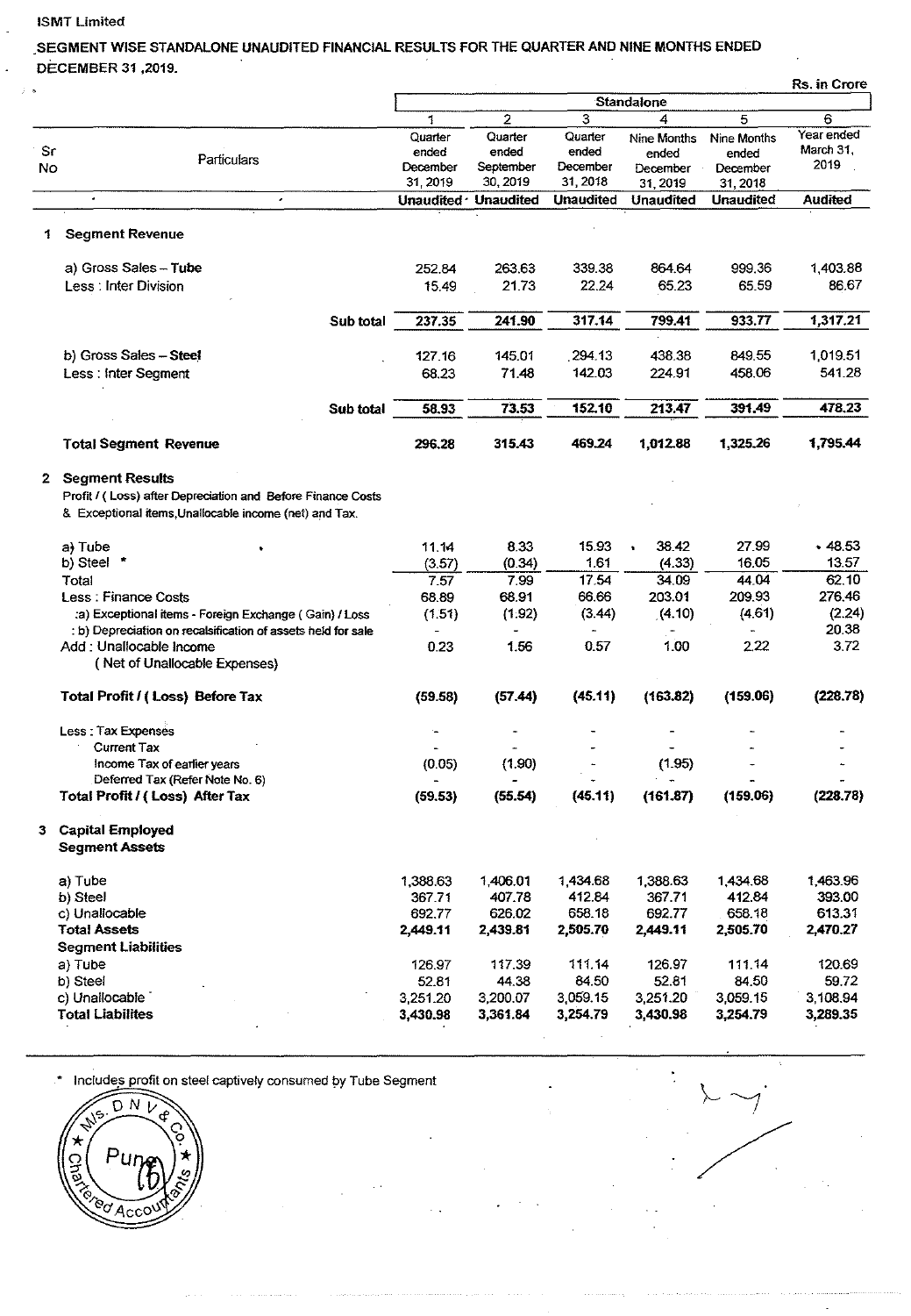ISMT Limited

## SEGMENT WISE STANDALONE UNAUDITED FINANCIAL RESULTS FOR THE QUARTER AND NINE MONTHS ENDED DECEMBER 31 ,2019.

Rs. in Crore

| Sr No | Particulars | Standalone | | | | | |
|---|---|---|---|---|---|---|---|
| | | 1 | 2 | 3 | 4 | 5 | 6 |
| | | Quarter ended December 31, 2019 | Quarter ended September 30, 2019 | Quarter ended December 31, 2018 | Nine Months ended December 31, 2019 | Nine Months ended December 31, 2018 | Year ended March 31, 2019 |
| | | Unaudited | Unaudited | Unaudited | Unaudited | Unaudited | Audited |
| 1 | **Segment Revenue** | | | | | | |
| | a) Gross Sales – **Tube** | 252.84 | 263.63 | 339.38 | 864.64 | 999.36 | 1,403.88 |
| | Less : Inter Division | 15.49 | 21.73 | 22.24 | 65.23 | 65.59 | 86.67 |
| | **Sub total** | **237.35** | **241.90** | **317.14** | **799.41** | **933.77** | **1,317.21** |
| | b) Gross Sales – **Steel** | 127.16 | 145.01 | 294.13 | 438.38 | 849.55 | 1,019.51 |
| | Less : Inter Segment | 68.23 | 71.48 | 142.03 | 224.91 | 458.06 | 541.28 |
| | **Sub total** | **58.93** | **73.53** | **152.10** | **213.47** | **391.49** | **478.23** |
| | **Total Segment Revenue** | **296.28** | **315.43** | **469.24** | **1,012.88** | **1,325.26** | **1,795.44** |
| 2 | **Segment Results** Profit / ( Loss) after Depreciation and Before Finance Costs & Exceptional items,Unallocable income (net) and Tax. | | | | | | |
| | a) Tube | 11.14 | 8.33 | 15.93 | 38.42 | 27.99 | 48.53 |
| | b) Steel * | (3.57) | (0.34) | 1.61 | (4.33) | 16.05 | 13.57 |
| | Total | 7.57 | 7.99 | 17.54 | 34.09 | 44.04 | 62.10 |
| | Less : Finance Costs | 68.89 | 68.91 | 66.66 | 203.01 | 209.93 | 276.46 |
| | :a) Exceptional items - Foreign Exchange ( Gain) / Loss | (1.51) | (1.92) | (3.44) | (4.10) | (4.61) | (2.24) |
| | : b) Depreciation on recalsification of assets held for sale | - | - | - | - | - | 20.38 |
| | Add : Unallocable Income ( Net of Unallocable Expenses) | 0.23 | 1.56 | 0.57 | 1.00 | 2.22 | 3.72 |
| | **Total Profit / ( Loss) Before Tax** | **(59.58)** | **(57.44)** | **(45.11)** | **(163.82)** | **(159.06)** | **(228.78)** |
| | Less : Tax Expenses | - | - | - | - | - | - |
| | Current Tax | - | - | - | - | - | - |
| | Income Tax of earlier years | (0.05) | (1.90) | - | (1.95) | - | - |
| | Deferred Tax (Refer Note No. 6) | - | - | - | - | - | - |
| | **Total Profit / ( Loss) After Tax** | **(59.53)** | **(55.54)** | **(45.11)** | **(161.87)** | **(159.06)** | **(228.78)** |
| 3 | **Capital Employed** | | | | | | |
| | **Segment Assets** | | | | | | |
| | a) Tube | 1,388.63 | 1,406.01 | 1,434.68 | 1,388.63 | 1,434.68 | 1,463.96 |
| | b) Steel | 367.71 | 407.78 | 412.84 | 367.71 | 412.84 | 393.00 |
| | c) Unallocable | 692.77 | 626.02 | 658.18 | 692.77 | 658.18 | 613.31 |
| | **Total Assets** | **2,449.11** | **2,439.81** | **2,505.70** | **2,449.11** | **2,505.70** | **2,470.27** |
| | **Segment Liabilities** | | | | | | |
| | a) Tube | 126.97 | 117.39 | 111.14 | 126.97 | 111.14 | 120.69 |
| | b) Steel | 52.81 | 44.38 | 84.50 | 52.81 | 84.50 | 59.72 |
| | c) Unallocable | 3,251.20 | 3,200.07 | 3,059.15 | 3,251.20 | 3,059.15 | 3,108.94 |
| | **Total Liabilites** | **3,430.98** | **3,361.84** | **3,254.79** | **3,430.98** | **3,254.79** | **3,289.35** |

\* Includes profit on steel captively consumed by Tube Segment

M/s. D N V & Co. Chartered Accountants Pune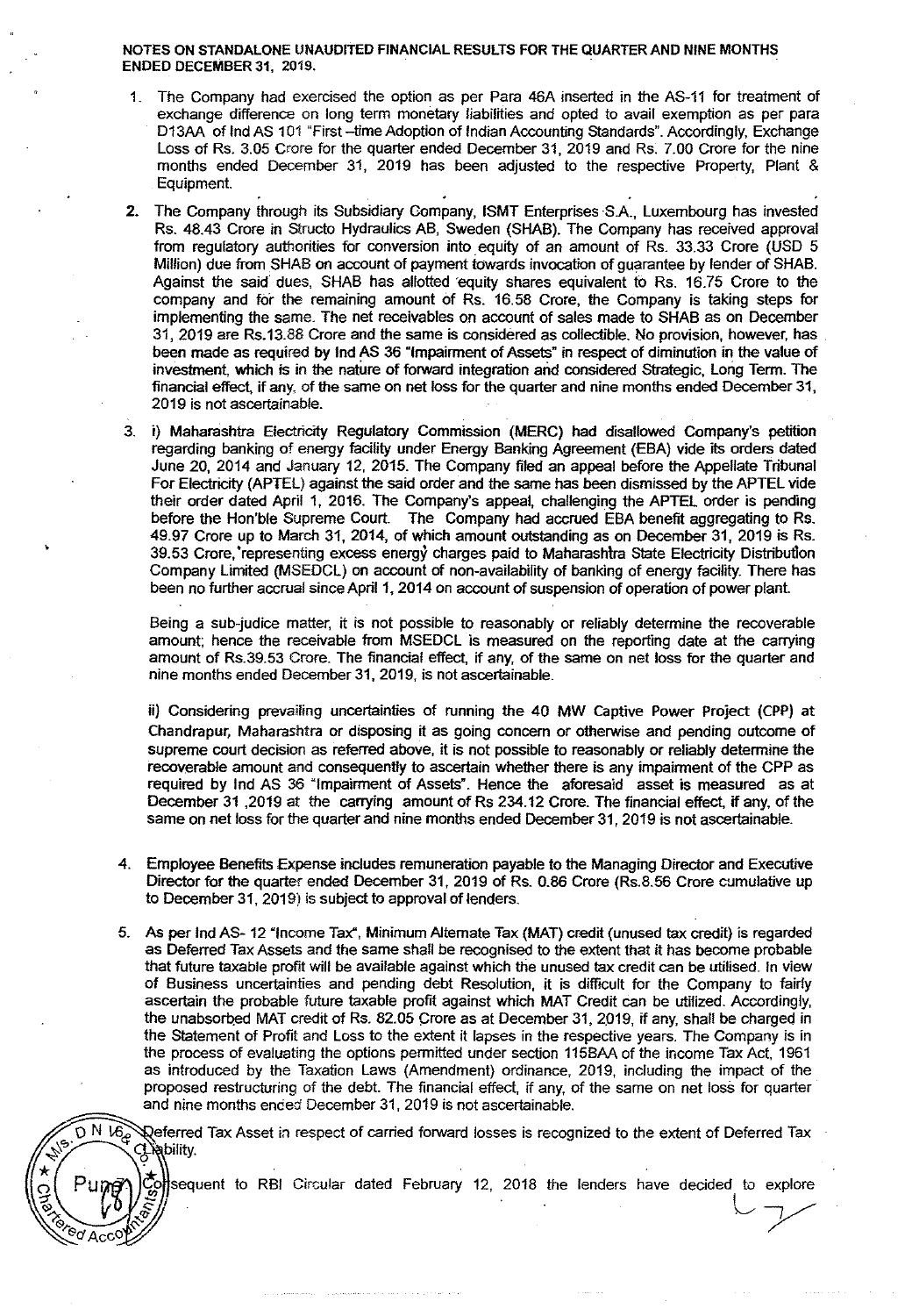**NOTES ON STANDALONE UNAUDITED FINANCIAL RESULTS FOR THE QUARTER AND NINE MONTHS ENDED DECEMBER 31, 2019.**

1. The Company had exercised the option as per Para 46A inserted in the AS-11 for treatment of exchange difference on long term monetary liabilities and opted to avail exemption as per para D13AA of Ind AS 101 "First –time Adoption of Indian Accounting Standards". Accordingly, Exchange Loss of Rs. 3.05 Crore for the quarter ended December 31, 2019 and Rs. 7.00 Crore for the nine months ended December 31, 2019 has been adjusted to the respective Property, Plant & Equipment.

2. The Company through its Subsidiary Company, ISMT Enterprises S.A., Luxembourg has invested Rs. 48.43 Crore in Structo Hydraulics AB, Sweden (SHAB). The Company has received approval from regulatory authorities for conversion into equity of an amount of Rs. 33.33 Crore (USD 5 Million) due from SHAB on account of payment towards invocation of guarantee by lender of SHAB. Against the said dues, SHAB has allotted equity shares equivalent to Rs. 16.75 Crore to the company and for the remaining amount of Rs. 16.58 Crore, the Company is taking steps for implementing the same. The net receivables on account of sales made to SHAB as on December 31, 2019 are Rs.13.88 Crore and the same is considered as collectible. No provision, however, has been made as required by Ind AS 36 "Impairment of Assets" in respect of diminution in the value of investment, which is in the nature of forward integration and considered Strategic, Long Term. The financial effect, if any, of the same on net loss for the quarter and nine months ended December 31, 2019 is not ascertainable.

3. i) Maharashtra Electricity Regulatory Commission (MERC) had disallowed Company's petition regarding banking of energy facility under Energy Banking Agreement (EBA) vide its orders dated June 20, 2014 and January 12, 2015. The Company filed an appeal before the Appellate Tribunal For Electricity (APTEL) against the said order and the same has been dismissed by the APTEL vide their order dated April 1, 2016. The Company's appeal, challenging the APTEL order is pending before the Hon'ble Supreme Court. The Company had accrued EBA benefit aggregating to Rs. 49.97 Crore up to March 31, 2014, of which amount outstanding as on December 31, 2019 is Rs. 39.53 Crore, representing excess energy charges paid to Maharashtra State Electricity Distribution Company Limited (MSEDCL) on account of non-availability of banking of energy facility. There has been no further accrual since April 1, 2014 on account of suspension of operation of power plant.

   Being a sub-judice matter, it is not possible to reasonably or reliably determine the recoverable amount; hence the receivable from MSEDCL is measured on the reporting date at the carrying amount of Rs.39.53 Crore. The financial effect, if any, of the same on net loss for the quarter and nine months ended December 31, 2019, is not ascertainable.

   ii) Considering prevailing uncertainties of running the 40 MW Captive Power Project (CPP) at Chandrapur, Maharashtra or disposing it as going concern or otherwise and pending outcome of supreme court decision as referred above, it is not possible to reasonably or reliably determine the recoverable amount and consequently to ascertain whether there is any impairment of the CPP as required by Ind AS 36 "Impairment of Assets". Hence the aforesaid asset is measured as at December 31 ,2019 at the carrying amount of Rs 234.12 Crore. The financial effect, if any, of the same on net loss for the quarter and nine months ended December 31, 2019 is not ascertainable.

4. Employee Benefits Expense includes remuneration payable to the Managing Director and Executive Director for the quarter ended December 31, 2019 of Rs. 0.86 Crore (Rs.8.56 Crore cumulative up to December 31, 2019) is subject to approval of lenders.

5. As per Ind AS- 12 "Income Tax", Minimum Alternate Tax (MAT) credit (unused tax credit) is regarded as Deferred Tax Assets and the same shall be recognised to the extent that it has become probable that future taxable profit will be available against which the unused tax credit can be utilised. In view of Business uncertainties and pending debt Resolution, it is difficult for the Company to fairly ascertain the probable future taxable profit against which MAT Credit can be utilized. Accordingly, the unabsorbed MAT credit of Rs. 82.05 Crore as at December 31, 2019, if any, shall be charged in the Statement of Profit and Loss to the extent it lapses in the respective years. The Company is in the process of evaluating the options permitted under section 115BAA of the income Tax Act, 1961 as introduced by the Taxation Laws (Amendment) ordinance, 2019, including the impact of the proposed restructuring of the debt. The financial effect, if any, of the same on net loss for quarter and nine months ended December 31, 2019 is not ascertainable.

   Deferred Tax Asset in respect of carried forward losses is recognized to the extent of Deferred Tax Liability.

6. Consequent to RBI Circular dated February 12, 2018 the lenders have decided to explore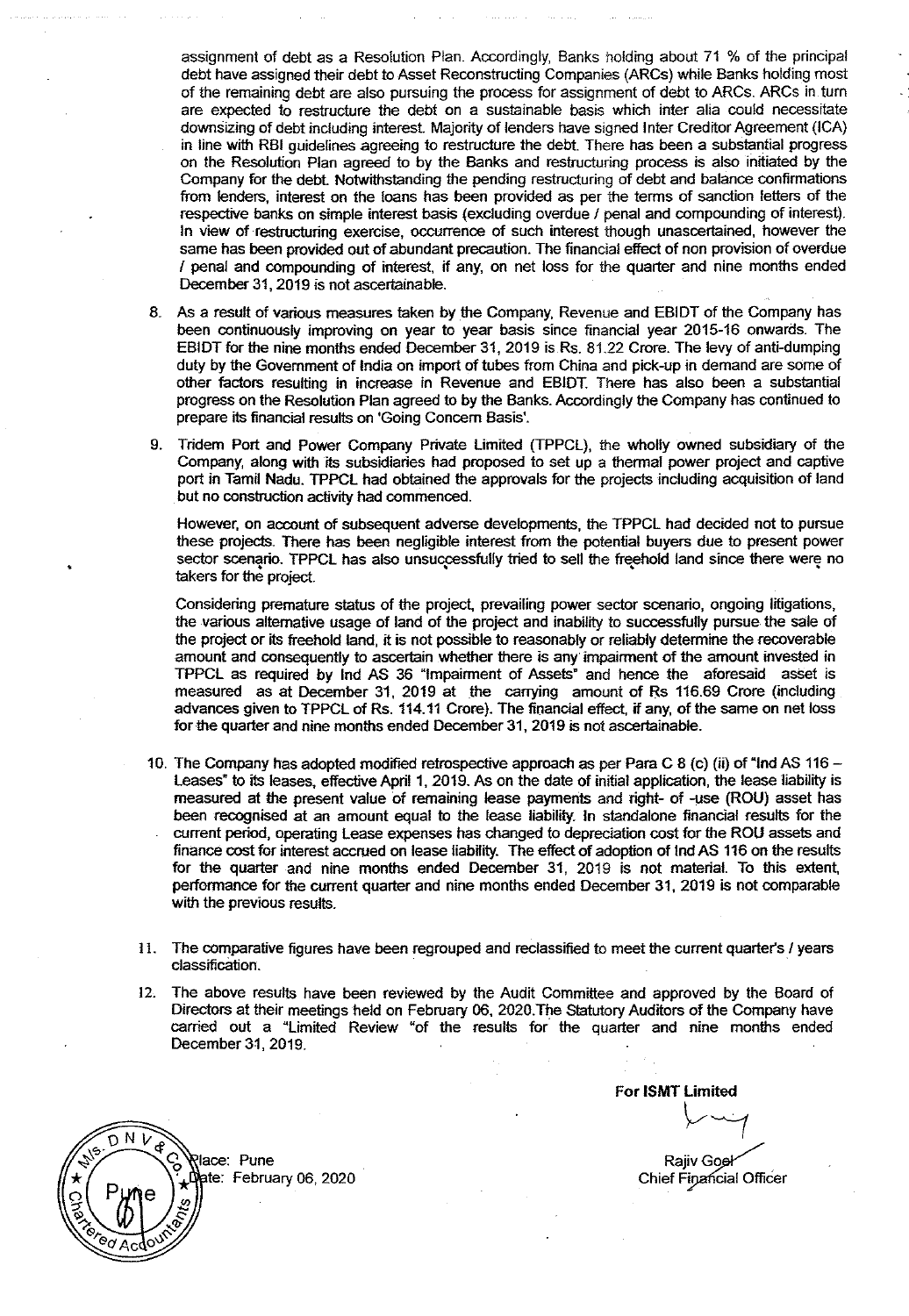assignment of debt as a Resolution Plan. Accordingly, Banks holding about 71 % of the principal debt have assigned their debt to Asset Reconstructing Companies (ARCs) while Banks holding most of the remaining debt are also pursuing the process for assignment of debt to ARCs. ARCs in turn are expected to restructure the debt on a sustainable basis which inter alia could necessitate downsizing of debt including interest. Majority of lenders have signed Inter Creditor Agreement (ICA) in line with RBI guidelines agreeing to restructure the debt. There has been a substantial progress on the Resolution Plan agreed to by the Banks and restructuring process is also initiated by the Company for the debt. Notwithstanding the pending restructuring of debt and balance confirmations from lenders, interest on the loans has been provided as per the terms of sanction letters of the respective banks on simple interest basis (excluding overdue / penal and compounding of interest). In view of restructuring exercise, occurrence of such interest though unascertained, however the same has been provided out of abundant precaution. The financial effect of non provision of overdue / penal and compounding of interest, if any, on net loss for the quarter and nine months ended December 31, 2019 is not ascertainable.

8. As a result of various measures taken by the Company, Revenue and EBIDT of the Company has been continuously improving on year to year basis since financial year 2015-16 onwards. The EBIDT for the nine months ended December 31, 2019 is Rs. 81.22 Crore. The levy of anti-dumping duty by the Government of India on import of tubes from China and pick-up in demand are some of other factors resulting in increase in Revenue and EBIDT. There has also been a substantial progress on the Resolution Plan agreed to by the Banks. Accordingly the Company has continued to prepare its financial results on 'Going Concern Basis'.

9. Tridem Port and Power Company Private Limited (TPPCL), the wholly owned subsidiary of the Company, along with its subsidiaries had proposed to set up a thermal power project and captive port in Tamil Nadu. TPPCL had obtained the approvals for the projects including acquisition of land but no construction activity had commenced.

   However, on account of subsequent adverse developments, the TPPCL had decided not to pursue these projects. There has been negligible interest from the potential buyers due to present power sector scenario. TPPCL has also unsuccessfully tried to sell the freehold land since there were no takers for the project.

   Considering premature status of the project, prevailing power sector scenario, ongoing litigations, the various alternative usage of land of the project and inability to successfully pursue the sale of the project or its freehold land, it is not possible to reasonably or reliably determine the recoverable amount and consequently to ascertain whether there is any impairment of the amount invested in TPPCL as required by Ind AS 36 "Impairment of Assets" and hence the aforesaid asset is measured as at December 31, 2019 at the carrying amount of Rs 116.69 Crore (including advances given to TPPCL of Rs. 114.11 Crore). The financial effect, if any, of the same on net loss for the quarter and nine months ended December 31, 2019 is not ascertainable.

10. The Company has adopted modified retrospective approach as per Para C 8 (c) (ii) of "Ind AS 116 – Leases" to its leases, effective April 1, 2019. As on the date of initial application, the lease liability is measured at the present value of remaining lease payments and right- of -use (ROU) asset has been recognised at an amount equal to the lease liability. In standalone financial results for the current period, operating Lease expenses has changed to depreciation cost for the ROU assets and finance cost for interest accrued on lease liability. The effect of adoption of Ind AS 116 on the results for the quarter and nine months ended December 31, 2019 is not material. To this extent, performance for the current quarter and nine months ended December 31, 2019 is not comparable with the previous results.

11. The comparative figures have been regrouped and reclassified to meet the current quarter's / years classification.

12. The above results have been reviewed by the Audit Committee and approved by the Board of Directors at their meetings held on February 06, 2020. The Statutory Auditors of the Company have carried out a "Limited Review "of the results for the quarter and nine months ended December 31, 2019.

Place: Pune
Date: February 06, 2020

**For ISMT Limited**

Rajiv Goel
Chief Financial Officer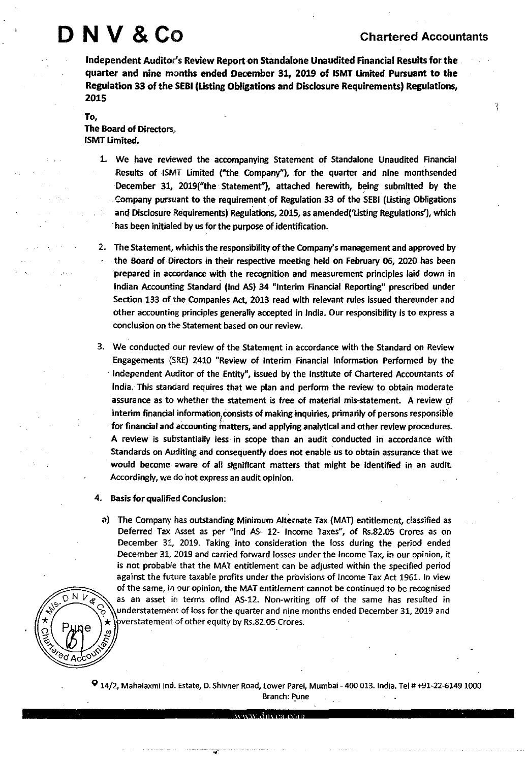# D N V & Co

**Chartered Accountants**

**Independent Auditor's Review Report on Standalone Unaudited Financial Results for the quarter and nine months ended December 31, 2019 of ISMT Limited Pursuant to the Regulation 33 of the SEBI (Listing Obligations and Disclosure Requirements) Regulations, 2015**

**To,**
**The Board of Directors,**
**ISMT Limited.**

1. We have reviewed the accompanying Statement of Standalone Unaudited Financial Results of ISMT Limited ("the Company"), for the quarter and nine monthsended December 31, 2019("the Statement"), attached herewith, being submitted by the Company pursuant to the requirement of Regulation 33 of the SEBI (Listing Obligations and Disclosure Requirements) Regulations, 2015, as amended('Listing Regulations'), which has been initialed by us for the purpose of identification.

2. The Statement, whichis the responsibility of the Company's management and approved by the Board of Directors in their respective meeting held on February 06, 2020 has been prepared in accordance with the recognition and measurement principles laid down in Indian Accounting Standard (Ind AS) 34 "Interim Financial Reporting" prescribed under Section 133 of the Companies Act, 2013 read with relevant rules issued thereunder and other accounting principles generally accepted in India. Our responsibility is to express a conclusion on the Statement based on our review.

3. We conducted our review of the Statement in accordance with the Standard on Review Engagements (SRE) 2410 "Review of Interim Financial Information Performed by the Independent Auditor of the Entity", issued by the Institute of Chartered Accountants of India. This standard requires that we plan and perform the review to obtain moderate assurance as to whether the statement is free of material mis-statement. A review of interim financial information consists of making inquiries, primarily of persons responsible for financial and accounting matters, and applying analytical and other review procedures. A review is substantially less in scope than an audit conducted in accordance with Standards on Auditing and consequently does not enable us to obtain assurance that we would become aware of all significant matters that might be identified in an audit. Accordingly, we do not express an audit opinion.

4. **Basis for qualified Conclusion:**

   a) The Company has outstanding Minimum Alternate Tax (MAT) entitlement, classified as Deferred Tax Asset as per "Ind AS- 12- Income Taxes", of Rs.82.05 Crores as on December 31, 2019. Taking into consideration the loss during the period ended December 31, 2019 and carried forward losses under the Income Tax, in our opinion, it is not probable that the MAT entitlement can be adjusted within the specified period against the future taxable profits under the provisions of Income Tax Act 1961. In view of the same, in our opinion, the MAT entitlement cannot be continued to be recognised as an asset in terms ofInd AS-12. Non-writing off of the same has resulted in understatement of loss for the quarter and nine months ended December 31, 2019 and overstatement of other equity by Rs.82.05 Crores.

14/2, Mahalaxmi Ind. Estate, D. Shivner Road, Lower Parel, Mumbai - 400 013. India. Tel # +91-22-6149 1000
Branch: Pune

www.dnvca.com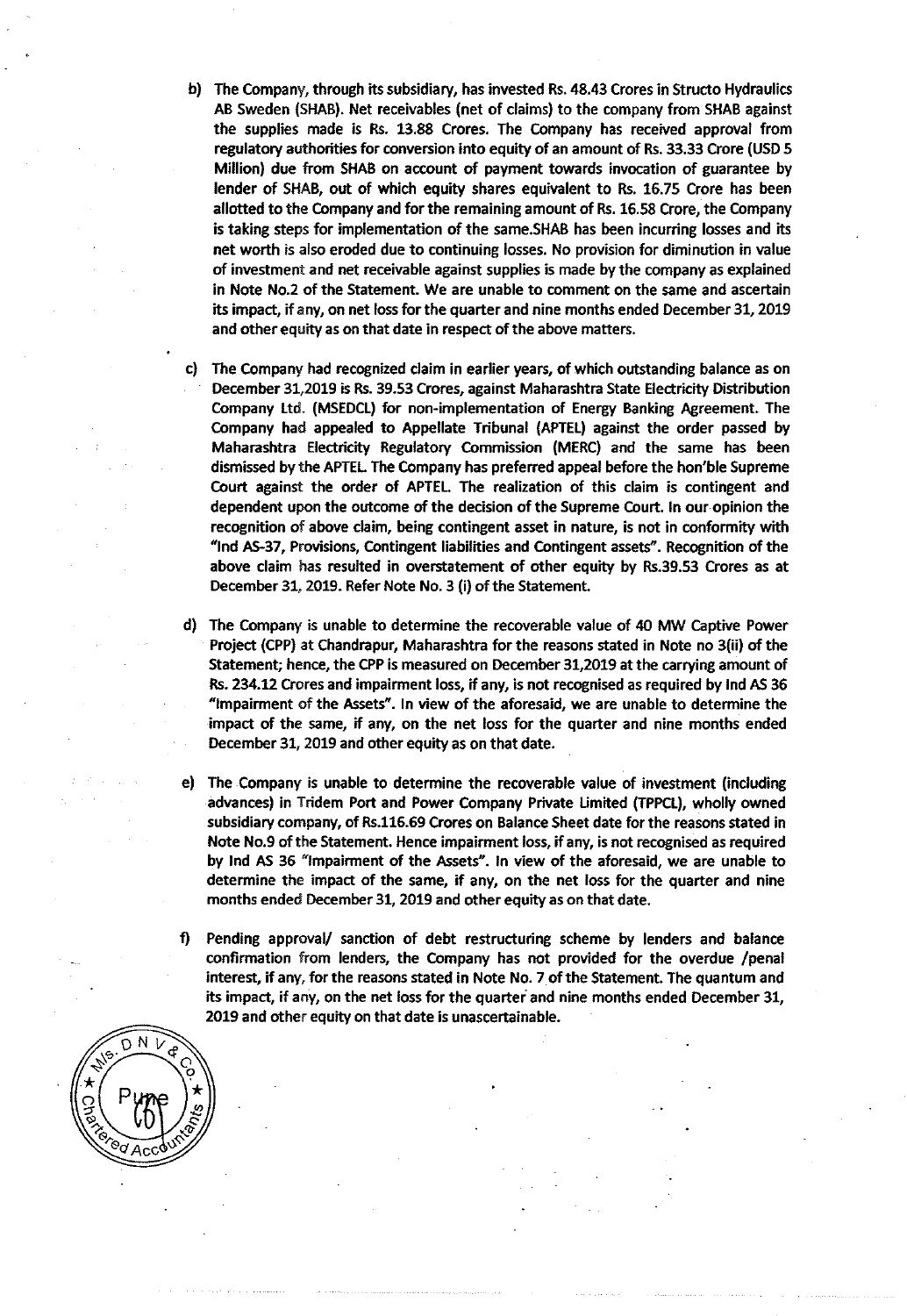b) The Company, through its subsidiary, has invested Rs. 48.43 Crores in Structo Hydraulics AB Sweden (SHAB). Net receivables (net of claims) to the company from SHAB against the supplies made is Rs. 13.88 Crores. The Company has received approval from regulatory authorities for conversion into equity of an amount of Rs. 33.33 Crore (USD 5 Million) due from SHAB on account of payment towards invocation of guarantee by lender of SHAB, out of which equity shares equivalent to Rs. 16.75 Crore has been allotted to the Company and for the remaining amount of Rs. 16.58 Crore, the Company is taking steps for implementation of the same.SHAB has been incurring losses and its net worth is also eroded due to continuing losses. No provision for diminution in value of investment and net receivable against supplies is made by the company as explained in Note No.2 of the Statement. We are unable to comment on the same and ascertain its impact, if any, on net loss for the quarter and nine months ended December 31, 2019 and other equity as on that date in respect of the above matters.

c) The Company had recognized claim in earlier years, of which outstanding balance as on December 31,2019 is Rs. 39.53 Crores, against Maharashtra State Electricity Distribution Company Ltd. (MSEDCL) for non-implementation of Energy Banking Agreement. The Company had appealed to Appellate Tribunal (APTEL) against the order passed by Maharashtra Electricity Regulatory Commission (MERC) and the same has been dismissed by the APTEL. The Company has preferred appeal before the hon'ble Supreme Court against the order of APTEL. The realization of this claim is contingent and dependent upon the outcome of the decision of the Supreme Court. In our opinion the recognition of above claim, being contingent asset in nature, is not in conformity with "Ind AS-37, Provisions, Contingent liabilities and Contingent assets". Recognition of the above claim has resulted in overstatement of other equity by Rs.39.53 Crores as at December 31, 2019. Refer Note No. 3 (i) of the Statement.

d) The Company is unable to determine the recoverable value of 40 MW Captive Power Project (CPP) at Chandrapur, Maharashtra for the reasons stated in Note no 3(ii) of the Statement; hence, the CPP is measured on December 31,2019 at the carrying amount of Rs. 234.12 Crores and impairment loss, if any, is not recognised as required by Ind AS 36 "Impairment of the Assets". In view of the aforesaid, we are unable to determine the impact of the same, if any, on the net loss for the quarter and nine months ended December 31, 2019 and other equity as on that date.

e) The Company is unable to determine the recoverable value of investment (including advances) in Tridem Port and Power Company Private Limited (TPPCL), wholly owned subsidiary company, of Rs.116.69 Crores on Balance Sheet date for the reasons stated in Note No.9 of the Statement. Hence impairment loss, if any, is not recognised as required by Ind AS 36 "Impairment of the Assets". In view of the aforesaid, we are unable to determine the impact of the same, if any, on the net loss for the quarter and nine months ended December 31, 2019 and other equity as on that date.

f) Pending approval/ sanction of debt restructuring scheme by lenders and balance confirmation from lenders, the Company has not provided for the overdue /penal interest, if any, for the reasons stated in Note No. 7 of the Statement. The quantum and its impact, if any, on the net loss for the quarter and nine months ended December 31, 2019 and other equity on that date is unascertainable.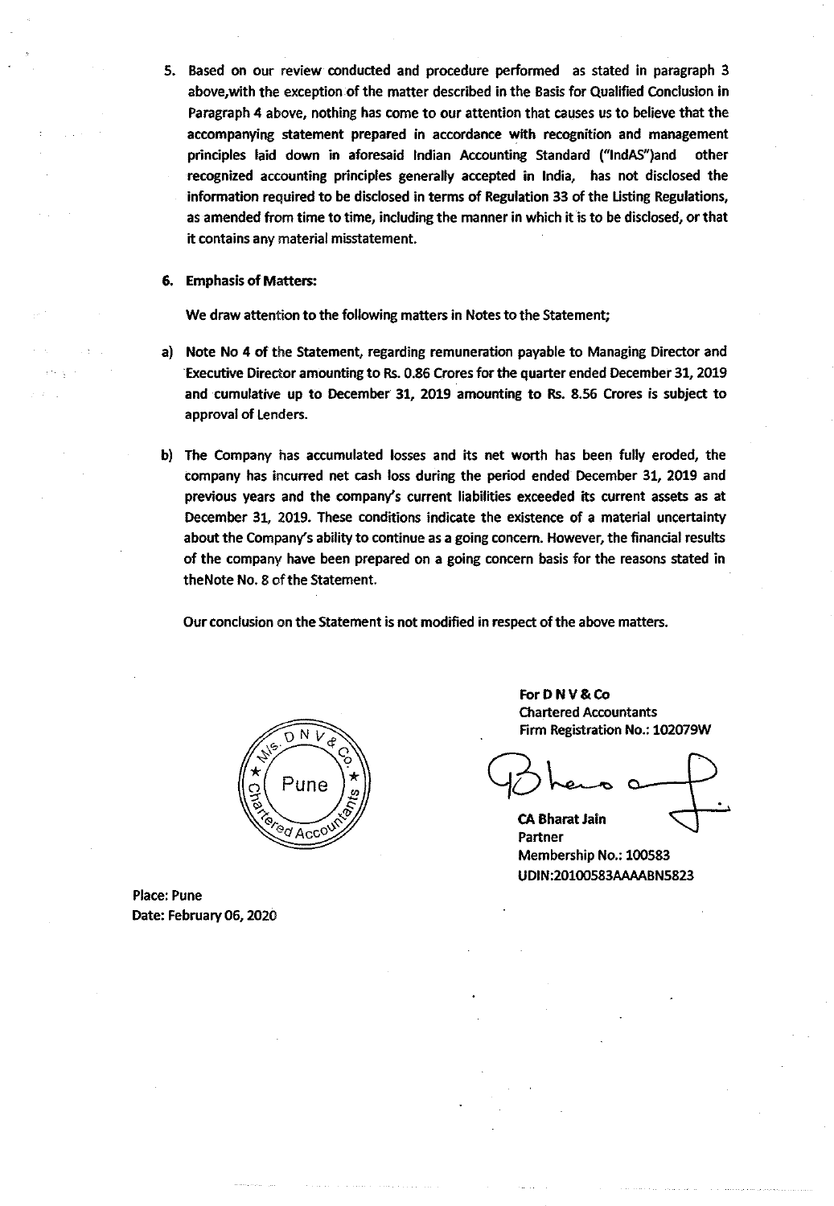5. Based on our review conducted and procedure performed as stated in paragraph 3 above,with the exception of the matter described in the Basis for Qualified Conclusion in Paragraph 4 above, nothing has come to our attention that causes us to believe that the accompanying statement prepared in accordance with recognition and management principles laid down in aforesaid Indian Accounting Standard ("IndAS")and other recognized accounting principles generally accepted in India, has not disclosed the information required to be disclosed in terms of Regulation 33 of the Listing Regulations, as amended from time to time, including the manner in which it is to be disclosed, or that it contains any material misstatement.

6. **Emphasis of Matters:**

   We draw attention to the following matters in Notes to the Statement;

a) Note No 4 of the Statement, regarding remuneration payable to Managing Director and Executive Director amounting to Rs. 0.86 Crores for the quarter ended December 31, 2019 and cumulative up to December 31, 2019 amounting to Rs. 8.56 Crores is subject to approval of Lenders.

b) The Company has accumulated losses and its net worth has been fully eroded, the company has incurred net cash loss during the period ended December 31, 2019 and previous years and the company's current liabilities exceeded its current assets as at December 31, 2019. These conditions indicate the existence of a material uncertainty about the Company's ability to continue as a going concern. However, the financial results of the company have been prepared on a going concern basis for the reasons stated in theNote No. 8 of the Statement.

Our conclusion on the Statement is not modified in respect of the above matters.

**For D N V & Co**
Chartered Accountants
Firm Registration No.: 102079W

**CA Bharat Jain**
Partner
Membership No.: 100583
UDIN:20100583AAAABN5823

Place: Pune
Date: February 06, 2020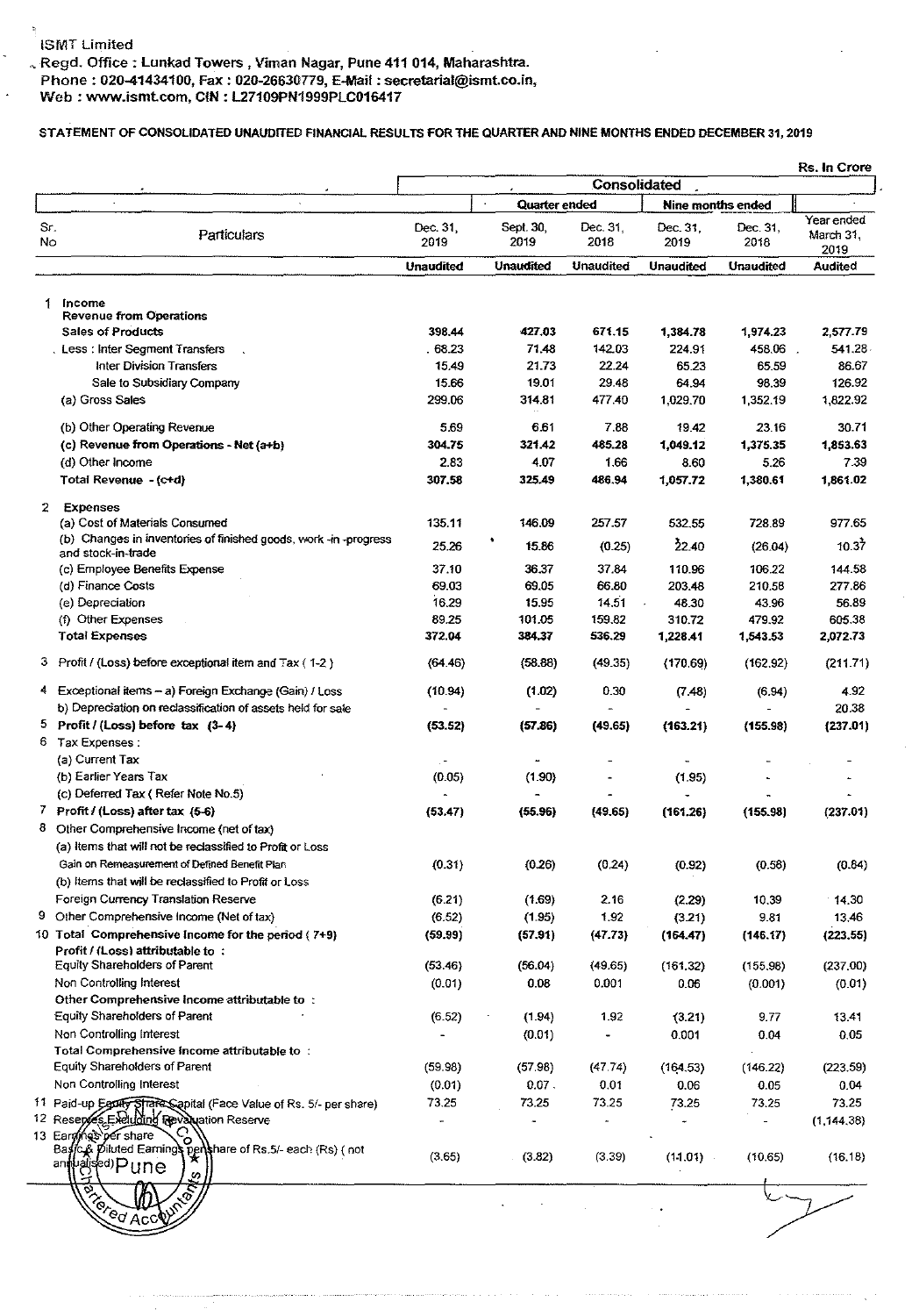ISMT Limited

Regd. Office : Lunkad Towers , Viman Nagar, Pune 411 014, Maharashtra.
Phone : 020-41434100, Fax : 020-26630779, E-Mail : secretarial@ismt.co.in,
Web : www.ismt.com, CIN : L27109PN1999PLC016417

**STATEMENT OF CONSOLIDATED UNAUDITED FINANCIAL RESULTS FOR THE QUARTER AND NINE MONTHS ENDED DECEMBER 31, 2019**

Rs. In Crore

| | | Consolidated | | | | | |
|---|---|---|---|---|---|---|---|
| | | Quarter ended | | | Nine months ended | | |
| Sr. No | Particulars | Dec. 31, 2019 | Sept. 30, 2019 | Dec. 31, 2018 | Dec. 31, 2019 | Dec. 31, 2018 | Year ended March 31, 2019 |
| | | Unaudited | Unaudited | Unaudited | Unaudited | Unaudited | Audited |
| 1 | **Income** | | | | | | |
| | **Revenue from Operations** | | | | | | |
| | Sales of Products | 398.44 | 427.03 | 671.15 | 1,384.78 | 1,974.23 | 2,577.79 |
| | Less : Inter Segment Transfers | 68.23 | 71.48 | 142.03 | 224.91 | 458.06 | 541.28 |
| | Inter Division Transfers | 15.49 | 21.73 | 22.24 | 65.23 | 65.59 | 86.67 |
| | Sale to Subsidiary Company | 15.66 | 19.01 | 29.48 | 64.94 | 98.39 | 126.92 |
| | (a) Gross Sales | 299.06 | 314.81 | 477.40 | 1,029.70 | 1,352.19 | 1,822.92 |
| | (b) Other Operating Revenue | 5.69 | 6.61 | 7.88 | 19.42 | 23.16 | 30.71 |
| | (c) Revenue from Operations - Net (a+b) | 304.75 | 321.42 | 485.28 | 1,049.12 | 1,375.35 | 1,853.63 |
| | (d) Other Income | 2.83 | 4.07 | 1.66 | 8.60 | 5.26 | 7.39 |
| | Total Revenue - (c+d) | 307.58 | 325.49 | 486.94 | 1,057.72 | 1,380.61 | 1,861.02 |
| 2 | **Expenses** | | | | | | |
| | (a) Cost of Materials Consumed | 135.11 | 146.09 | 257.57 | 532.55 | 728.89 | 977.65 |
| | (b) Changes in inventories of finished goods, work -in -progress and stock-in-trade | 25.26 | 15.86 | (0.25) | 22.40 | (26.04) | 10.37 |
| | (c) Employee Benefits Expense | 37.10 | 36.37 | 37.84 | 110.96 | 106.22 | 144.58 |
| | (d) Finance Costs | 69.03 | 69.05 | 66.80 | 203.48 | 210.58 | 277.86 |
| | (e) Depreciation | 16.29 | 15.95 | 14.51 | 48.30 | 43.96 | 56.89 |
| | (f) Other Expenses | 89.25 | 101.05 | 159.82 | 310.72 | 479.92 | 605.38 |
| | **Total Expenses** | 372.04 | 384.37 | 536.29 | 1,228.41 | 1,543.53 | 2,072.73 |
| 3 | Profit / (Loss) before exceptional item and Tax ( 1-2 ) | (64.46) | (58.88) | (49.35) | (170.69) | (162.92) | (211.71) |
| 4 | Exceptional items – a) Foreign Exchange (Gain) / Loss | (10.94) | (1.02) | 0.30 | (7.48) | (6.94) | 4.92 |
| | b) Depreciation on reclassification of assets held for sale | - | - | - | - | - | 20.38 |
| 5 | **Profit / (Loss) before tax (3- 4)** | (53.52) | (57.86) | (49.65) | (163.21) | (155.98) | (237.01) |
| 6 | Tax Expenses : | | | | | | |
| | (a) Current Tax | - | - | - | - | - | - |
| | (b) Earlier Years Tax | (0.05) | (1.90) | - | (1.95) | - | - |
| | (c) Deferred Tax ( Refer Note No.5) | - | - | - | - | - | - |
| 7 | **Profit / (Loss) after tax (5-6)** | (53.47) | (55.96) | (49.65) | (161.26) | (155.98) | (237.01) |
| 8 | Other Comprehensive Income (net of tax) | | | | | | |
| | (a) Items that will not be reclassified to Profit or Loss | | | | | | |
| | Gain on Remeasurement of Defined Benefit Plan | (0.31) | (0.26) | (0.24) | (0.92) | (0.58) | (0.84) |
| | (b) Items that will be reclassified to Profit or Loss | | | | | | |
| | Foreign Currency Translation Reserve | (6.21) | (1.69) | 2.16 | (2.29) | 10.39 | 14.30 |
| 9 | Other Comprehensive Income (Net of tax) | (6.52) | (1.95) | 1.92 | (3.21) | 9.81 | 13.46 |
| 10 | **Total Comprehensive Income for the period ( 7+9)** | (59.99) | (57.91) | (47.73) | (164.47) | (146.17) | (223.55) |
| | **Profit / (Loss) attributable to :** | | | | | | |
| | Equity Shareholders of Parent | (53.46) | (56.04) | (49.65) | (161.32) | (155.98) | (237.00) |
| | Non Controlling Interest | (0.01) | 0.08 | 0.001 | 0.06 | (0.001) | (0.01) |
| | **Other Comprehensive Income attributable to :** | | | | | | |
| | Equity Shareholders of Parent | (6.52) | (1.94) | 1.92 | (3.21) | 9.77 | 13.41 |
| | Non Controlling Interest | - | (0.01) | - | 0.001 | 0.04 | 0.05 |
| | **Total Comprehensive Income attributable to :** | | | | | | |
| | Equity Shareholders of Parent | (59.98) | (57.98) | (47.74) | (164.53) | (146.22) | (223.59) |
| | Non Controlling Interest | (0.01) | 0.07 | 0.01 | 0.06 | 0.05 | 0.04 |
| 11 | Paid-up Equity Share Capital (Face Value of Rs. 5/- per share) | 73.25 | 73.25 | 73.25 | 73.25 | 73.25 | 73.25 |
| 12 | Reserves Excluding Revaluation Reserve | - | - | - | - | - | (1,144.38) |
| 13 | Earnings per share | | | | | | |
| | Basic & Diluted Earnings per share of Rs.5/- each (Rs) ( not annualised) | (3.65) | (3.82) | (3.39) | (11.01) | (10.65) | (16.18) |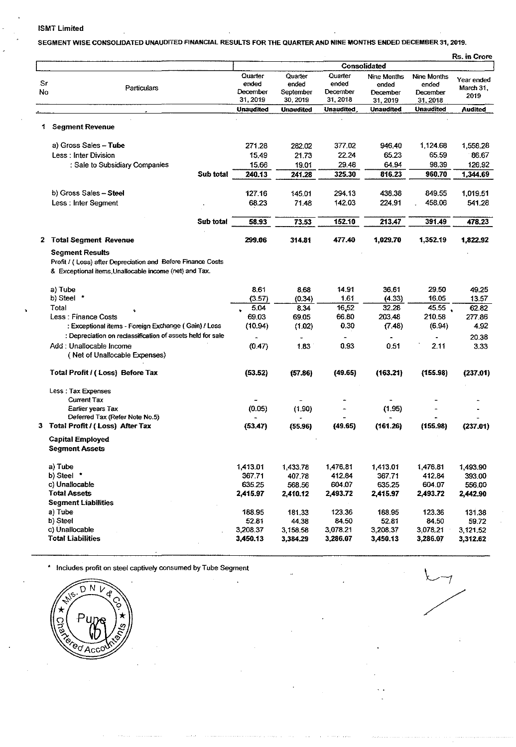ISMT Limited

SEGMENT WISE CONSOLIDATED UNAUDITED FINANCIAL RESULTS FOR THE QUARTER AND NINE MONTHS ENDED DECEMBER 31, 2019.

Rs. in Crore

| Sr No | Particulars | Consolidated | | | | | |
|---|---|---|---|---|---|---|---|
| | | Quarter ended December 31, 2019 | Quarter ended September 30, 2019 | Quarter ended December 31, 2018 | Nine Months ended December 31, 2019 | Nine Months ended December 31, 2018 | Year ended March 31, 2019 |
| | | Unaudited | Unaudited | Unaudited | Unaudited | Unaudited | Audited |
| 1 | **Segment Revenue** | | | | | | |
| | a) Gross Sales – **Tube** | 271.28 | 282.02 | 377.02 | 946.40 | 1,124.68 | 1,558.28 |
| | Less : Inter Division | 15.49 | 21.73 | 22.24 | 65.23 | 65.59 | 86.67 |
| | : Sale to Subsidiary Companies | 15.66 | 19.01 | 29.48 | 64.94 | 98.39 | 126.92 |
| | Sub total | 240.13 | 241.28 | 325.30 | 816.23 | 960.70 | 1,344.69 |
| | b) Gross Sales – **Steel** | 127.16 | 145.01 | 294.13 | 438.38 | 849.55 | 1,019.51 |
| | Less : Inter Segment | 68.23 | 71.48 | 142.03 | 224.91 | 458.06 | 541.28 |
| | Sub total | 58.93 | 73.53 | 152.10 | 213.47 | 391.49 | 478.23 |
| 2 | **Total Segment Revenue** | **299.06** | **314.81** | **477.40** | **1,029.70** | **1,352.19** | **1,822.92** |
| | **Segment Results** Profit / ( Loss) after Depreciation and Before Finance Costs & Exceptional items,Unallocable income (net) and Tax. | | | | | | |
| | a) Tube | 8.61 | 8.68 | 14.91 | 36.61 | 29.50 | 49.25 |
| | b) Steel * | (3.57) | (0.34) | 1.61 | (4.33) | 16.05 | 13.57 |
| | Total | 5.04 | 8.34 | 16.52 | 32.28 | 45.55 | 62.82 |
| | Less : Finance Costs | 69.03 | 69.05 | 66.80 | 203.48 | 210.58 | 277.86 |
| | : Exceptional items - Foreign Exchange ( Gain) / Loss | (10.94) | (1.02) | 0.30 | (7.48) | (6.94) | 4.92 |
| | : Depreciation on reclassification of assets held for sale | - | - | - | - | - | 20.38 |
| | Add : Unallocable Income ( Net of Unallocable Expenses) | (0.47) | 1.83 | 0.93 | 0.51 | 2.11 | 3.33 |
| | **Total Profit / ( Loss) Before Tax** | **(53.52)** | **(57.86)** | **(49.65)** | **(163.21)** | **(155.98)** | **(237.01)** |
| | Less : Tax Expenses | | | | | | |
| | Current Tax | - | - | - | - | - | - |
| | Earlier years Tax | (0.05) | (1.90) | - | (1.95) | - | - |
| | Deferred Tax (Refer Note No.5) | - | - | - | - | - | - |
| 3 | **Total Profit / ( Loss) After Tax** | **(53.47)** | **(55.96)** | **(49.65)** | **(161.26)** | **(155.98)** | **(237.01)** |
| | **Capital Employed** | | | | | | |
| | **Segment Assets** | | | | | | |
| | a) Tube | 1,413.01 | 1,433.78 | 1,476.81 | 1,413.01 | 1,476.81 | 1,493.90 |
| | b) Steel * | 367.71 | 407.78 | 412.84 | 367.71 | 412.84 | 393.00 |
| | c) Unallocable | 635.25 | 568.56 | 604.07 | 635.25 | 604.07 | 556.00 |
| | **Total Assets** | **2,415.97** | **2,410.12** | **2,493.72** | **2,415.97** | **2,493.72** | **2,442.90** |
| | **Segment Liabilities** | | | | | | |
| | a) Tube | 188.95 | 181.33 | 123.36 | 188.95 | 123.36 | 131.38 |
| | b) Steel | 52.81 | 44.38 | 84.50 | 52.81 | 84.50 | 59.72 |
| | c) Unallocable | 3,208.37 | 3,158.58 | 3,078.21 | 3,208.37 | 3,078.21 | 3,121.52 |
| | **Total Liabilities** | **3,450.13** | **3,384.29** | **3,286.07** | **3,450.13** | **3,286.07** | **3,312.62** |

* Includes profit on steel captively consumed by Tube Segment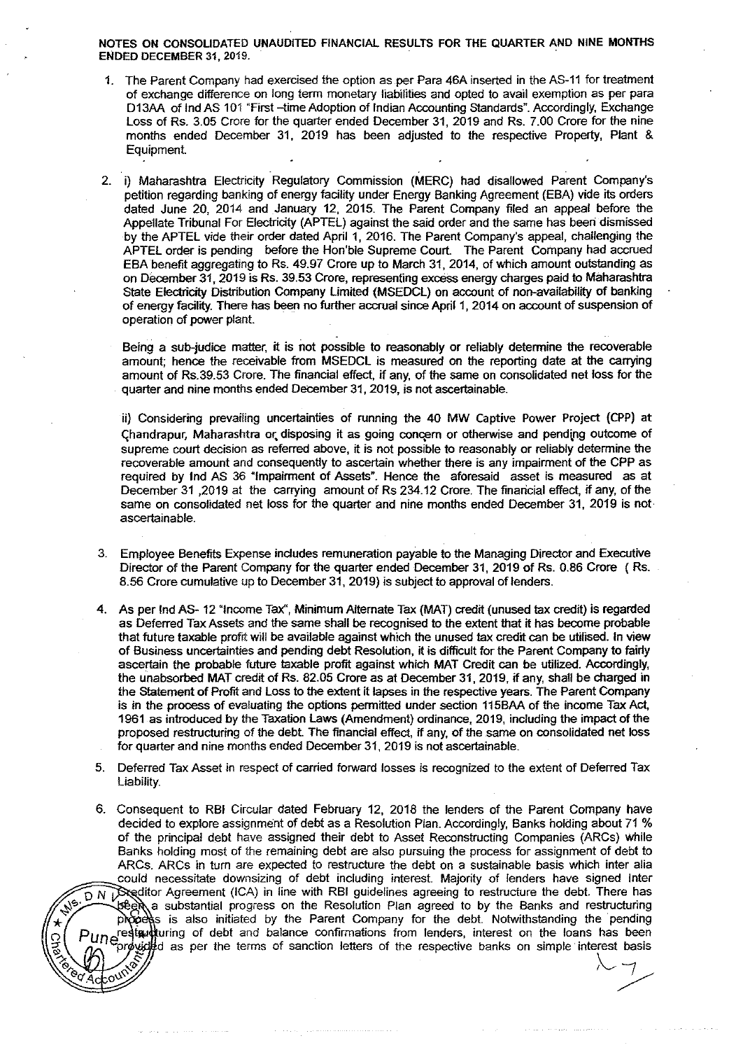**NOTES ON CONSOLIDATED UNAUDITED FINANCIAL RESULTS FOR THE QUARTER AND NINE MONTHS ENDED DECEMBER 31, 2019.**

1. The Parent Company had exercised the option as per Para 46A inserted in the AS-11 for treatment of exchange difference on long term monetary liabilities and opted to avail exemption as per para D13AA of Ind AS 101 "First –time Adoption of Indian Accounting Standards". Accordingly, Exchange Loss of Rs. 3.05 Crore for the quarter ended December 31, 2019 and Rs. 7.00 Crore for the nine months ended December 31, 2019 has been adjusted to the respective Property, Plant & Equipment.

2. i) Maharashtra Electricity Regulatory Commission (MERC) had disallowed Parent Company's petition regarding banking of energy facility under Energy Banking Agreement (EBA) vide its orders dated June 20, 2014 and January 12, 2015. The Parent Company filed an appeal before the Appellate Tribunal For Electricity (APTEL) against the said order and the same has been dismissed by the APTEL vide their order dated April 1, 2016. The Parent Company's appeal, challenging the APTEL order is pending before the Hon'ble Supreme Court. The Parent Company had accrued EBA benefit aggregating to Rs. 49.97 Crore up to March 31, 2014, of which amount outstanding as on December 31, 2019 is Rs. 39.53 Crore, representing excess energy charges paid to Maharashtra State Electricity Distribution Company Limited (MSEDCL) on account of non-availability of banking of energy facility. There has been no further accrual since April 1, 2014 on account of suspension of operation of power plant.

   Being a sub-judice matter, it is not possible to reasonably or reliably determine the recoverable amount; hence the receivable from MSEDCL is measured on the reporting date at the carrying amount of Rs.39.53 Crore. The financial effect, if any, of the same on consolidated net loss for the quarter and nine months ended December 31, 2019, is not ascertainable.

   ii) Considering prevailing uncertainties of running the 40 MW Captive Power Project (CPP) at Chandrapur, Maharashtra or disposing it as going concern or otherwise and pending outcome of supreme court decision as referred above, it is not possible to reasonably or reliably determine the recoverable amount and consequently to ascertain whether there is any impairment of the CPP as required by Ind AS 36 "Impairment of Assets". Hence the aforesaid asset is measured as at December 31 ,2019 at the carrying amount of Rs 234.12 Crore. The financial effect, if any, of the same on consolidated net loss for the quarter and nine months ended December 31, 2019 is not ascertainable.

3. Employee Benefits Expense includes remuneration payable to the Managing Director and Executive Director of the Parent Company for the quarter ended December 31, 2019 of Rs. 0.86 Crore ( Rs. 8.56 Crore cumulative up to December 31, 2019) is subject to approval of lenders.

4. As per Ind AS- 12 "Income Tax", Minimum Alternate Tax (MAT) credit (unused tax credit) is regarded as Deferred Tax Assets and the same shall be recognised to the extent that it has become probable that future taxable profit will be available against which the unused tax credit can be utilised. In view of Business uncertainties and pending debt Resolution, it is difficult for the Parent Company to fairly ascertain the probable future taxable profit against which MAT Credit can be utilized. Accordingly, the unabsorbed MAT credit of Rs. 82.05 Crore as at December 31, 2019, if any, shall be charged in the Statement of Profit and Loss to the extent it lapses in the respective years. The Parent Company is in the process of evaluating the options permitted under section 115BAA of the income Tax Act, 1961 as introduced by the Taxation Laws (Amendment) ordinance, 2019, including the impact of the proposed restructuring of the debt. The financial effect, if any, of the same on consolidated net loss for quarter and nine months ended December 31, 2019 is not ascertainable.

5. Deferred Tax Asset in respect of carried forward losses is recognized to the extent of Deferred Tax Liability.

6. Consequent to RBI Circular dated February 12, 2018 the lenders of the Parent Company have decided to explore assignment of debt as a Resolution Plan. Accordingly, Banks holding about 71 % of the principal debt have assigned their debt to Asset Reconstructing Companies (ARCs) while Banks holding most of the remaining debt are also pursuing the process for assignment of debt to ARCs. ARCs in turn are expected to restructure the debt on a sustainable basis which inter alia could necessitate downsizing of debt including interest. Majority of lenders have signed Inter Creditor Agreement (ICA) in line with RBI guidelines agreeing to restructure the debt. There has been a substantial progress on the Resolution Plan agreed to by the Banks and restructuring process is also initiated by the Parent Company for the debt. Notwithstanding the pending restructuring of debt and balance confirmations from lenders, interest on the loans has been provided as per the terms of sanction letters of the respective banks on simple interest basis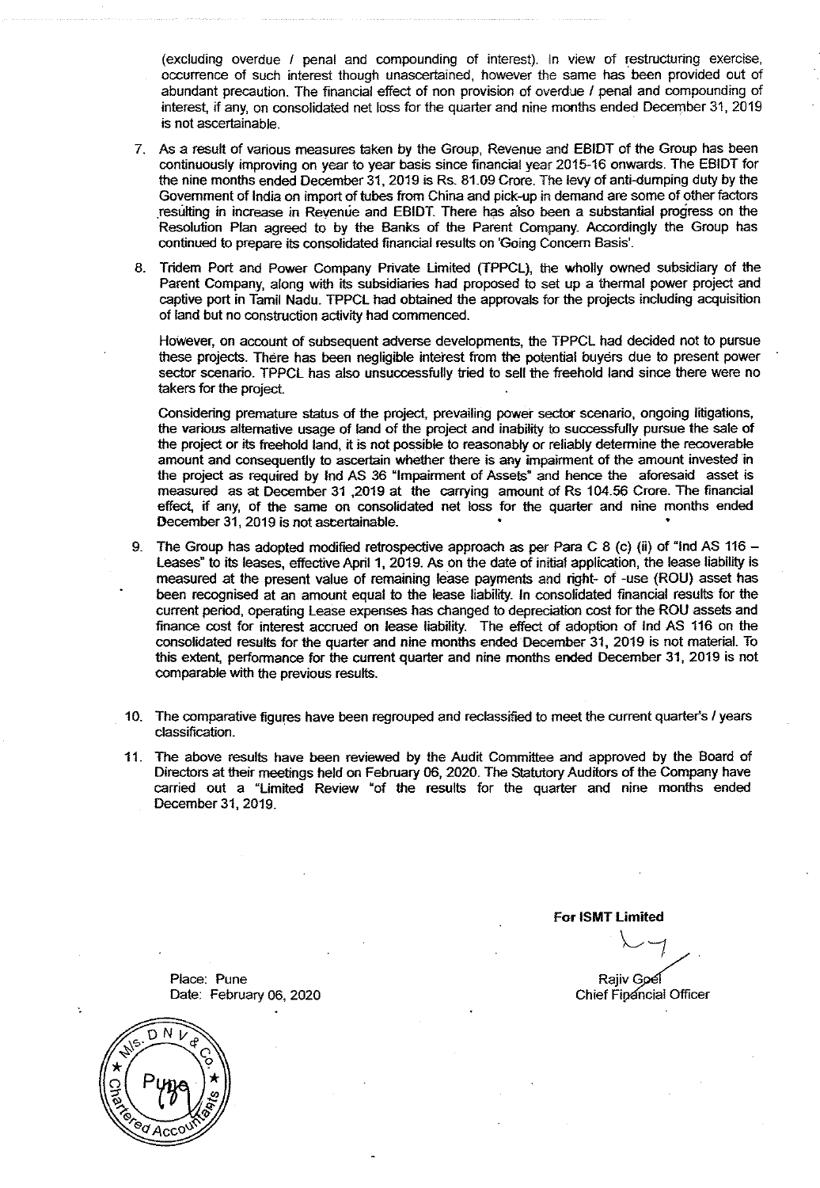(excluding overdue / penal and compounding of interest). In view of restructuring exercise, occurrence of such interest though unascertained, however the same has been provided out of abundant precaution. The financial effect of non provision of overdue / penal and compounding of interest, if any, on consolidated net loss for the quarter and nine months ended December 31, 2019 is not ascertainable.

7. As a result of various measures taken by the Group, Revenue and EBIDT of the Group has been continuously improving on year to year basis since financial year 2015-16 onwards. The EBIDT for the nine months ended December 31, 2019 is Rs. 81.09 Crore. The levy of anti-dumping duty by the Government of India on import of tubes from China and pick-up in demand are some of other factors resulting in increase in Revenue and EBIDT. There has also been a substantial progress on the Resolution Plan agreed to by the Banks of the Parent Company. Accordingly the Group has continued to prepare its consolidated financial results on 'Going Concern Basis'.

8. Tridem Port and Power Company Private Limited (TPPCL), the wholly owned subsidiary of the Parent Company, along with its subsidiaries had proposed to set up a thermal power project and captive port in Tamil Nadu. TPPCL had obtained the approvals for the projects including acquisition of land but no construction activity had commenced.

   However, on account of subsequent adverse developments, the TPPCL had decided not to pursue these projects. There has been negligible interest from the potential buyers due to present power sector scenario. TPPCL has also unsuccessfully tried to sell the freehold land since there were no takers for the project.

   Considering premature status of the project, prevailing power sector scenario, ongoing litigations, the various alternative usage of land of the project and inability to successfully pursue the sale of the project or its freehold land, it is not possible to reasonably or reliably determine the recoverable amount and consequently to ascertain whether there is any impairment of the amount invested in the project as required by Ind AS 36 "Impairment of Assets" and hence the aforesaid asset is measured as at December 31 ,2019 at the carrying amount of Rs 104.56 Crore. The financial effect, if any, of the same on consolidated net loss for the quarter and nine months ended December 31, 2019 is not ascertainable.

9. The Group has adopted modified retrospective approach as per Para C 8 (c) (ii) of "Ind AS 116 – Leases" to its leases, effective April 1, 2019. As on the date of initial application, the lease liability is measured at the present value of remaining lease payments and right- of -use (ROU) asset has been recognised at an amount equal to the lease liability. In consolidated financial results for the current period, operating Lease expenses has changed to depreciation cost for the ROU assets and finance cost for interest accrued on lease liability. The effect of adoption of Ind AS 116 on the consolidated results for the quarter and nine months ended December 31, 2019 is not material. To this extent, performance for the current quarter and nine months ended December 31, 2019 is not comparable with the previous results.

10. The comparative figures have been regrouped and reclassified to meet the current quarter's / years classification.

11. The above results have been reviewed by the Audit Committee and approved by the Board of Directors at their meetings held on February 06, 2020. The Statutory Auditors of the Company have carried out a "Limited Review "of the results for the quarter and nine months ended December 31, 2019.

**For ISMT Limited**

Rajiv Goel
Chief Financial Officer

Place: Pune
Date: February 06, 2020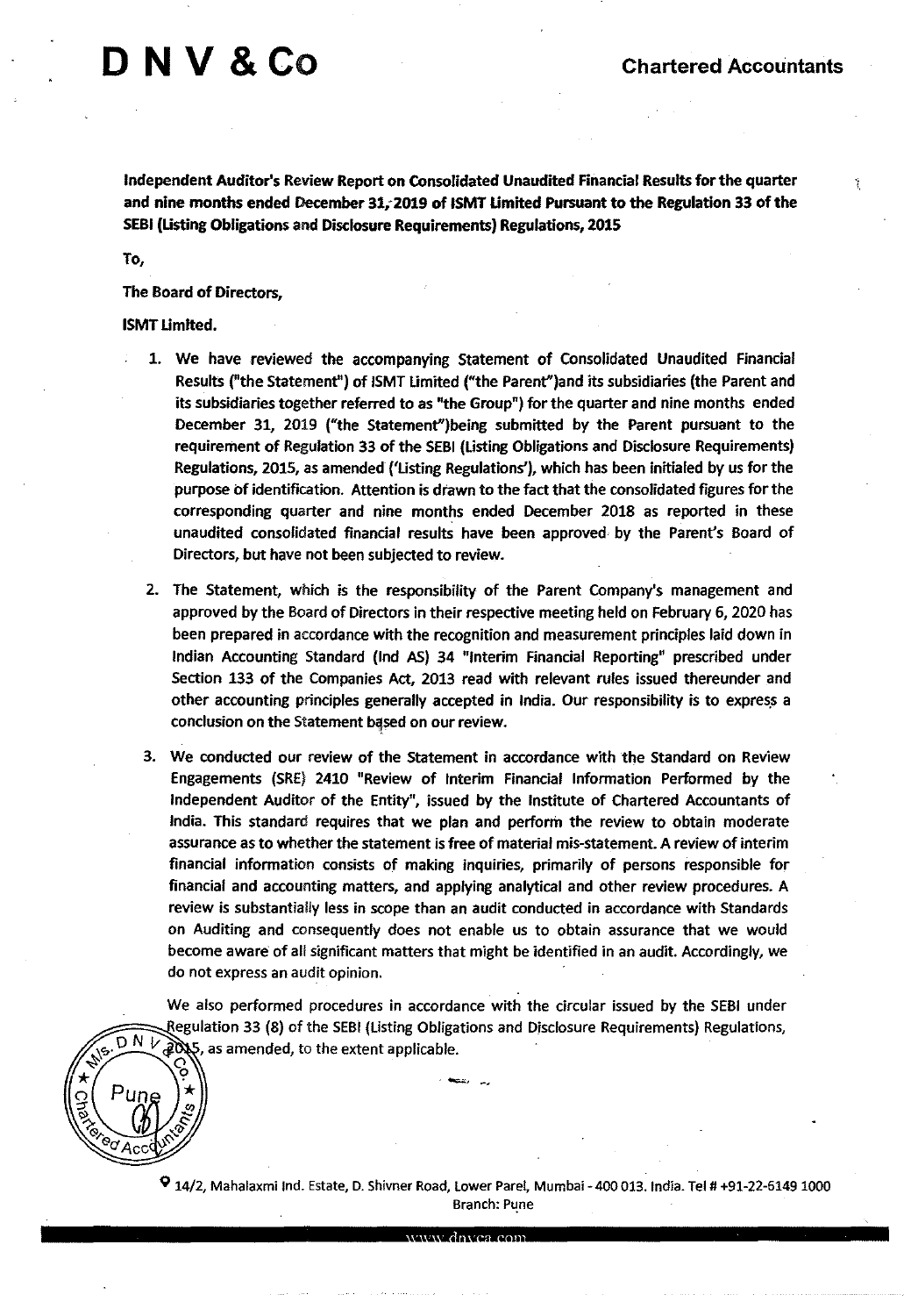# D N V & Co

**Chartered Accountants**

**Independent Auditor's Review Report on Consolidated Unaudited Financial Results for the quarter and nine months ended December 31, 2019 of ISMT Limited Pursuant to the Regulation 33 of the SEBI (Listing Obligations and Disclosure Requirements) Regulations, 2015**

**To,**

**The Board of Directors,**

**ISMT Limited.**

1. We have reviewed the accompanying Statement of Consolidated Unaudited Financial Results ("the Statement") of ISMT Limited ("the Parent")and its subsidiaries (the Parent and its subsidiaries together referred to as "the Group") for the quarter and nine months ended December 31, 2019 ("the Statement")being submitted by the Parent pursuant to the requirement of Regulation 33 of the SEBI (Listing Obligations and Disclosure Requirements) Regulations, 2015, as amended ('Listing Regulations'), which has been initialed by us for the purpose of identification. Attention is drawn to the fact that the consolidated figures for the corresponding quarter and nine months ended December 2018 as reported in these unaudited consolidated financial results have been approved by the Parent's Board of Directors, but have not been subjected to review.

2. The Statement, which is the responsibility of the Parent Company's management and approved by the Board of Directors in their respective meeting held on February 6, 2020 has been prepared in accordance with the recognition and measurement principles laid down in Indian Accounting Standard (Ind AS) 34 "Interim Financial Reporting" prescribed under Section 133 of the Companies Act, 2013 read with relevant rules issued thereunder and other accounting principles generally accepted in India. Our responsibility is to express a conclusion on the Statement based on our review.

3. We conducted our review of the Statement in accordance with the Standard on Review Engagements (SRE) 2410 "Review of Interim Financial Information Performed by the Independent Auditor of the Entity", issued by the Institute of Chartered Accountants of India. This standard requires that we plan and perform the review to obtain moderate assurance as to whether the statement is free of material mis-statement. A review of interim financial information consists of making inquiries, primarily of persons responsible for financial and accounting matters, and applying analytical and other review procedures. A review is substantially less in scope than an audit conducted in accordance with Standards on Auditing and consequently does not enable us to obtain assurance that we would become aware of all significant matters that might be identified in an audit. Accordingly, we do not express an audit opinion.

   We also performed procedures in accordance with the circular issued by the SEBI under Regulation 33 (8) of the SEBI (Listing Obligations and Disclosure Requirements) Regulations, 2015, as amended, to the extent applicable.

14/2, Mahalaxmi Ind. Estate, D. Shivner Road, Lower Parel, Mumbai - 400 013. India. Tel # +91-22-6149 1000
Branch: Pune

www.dnvca.com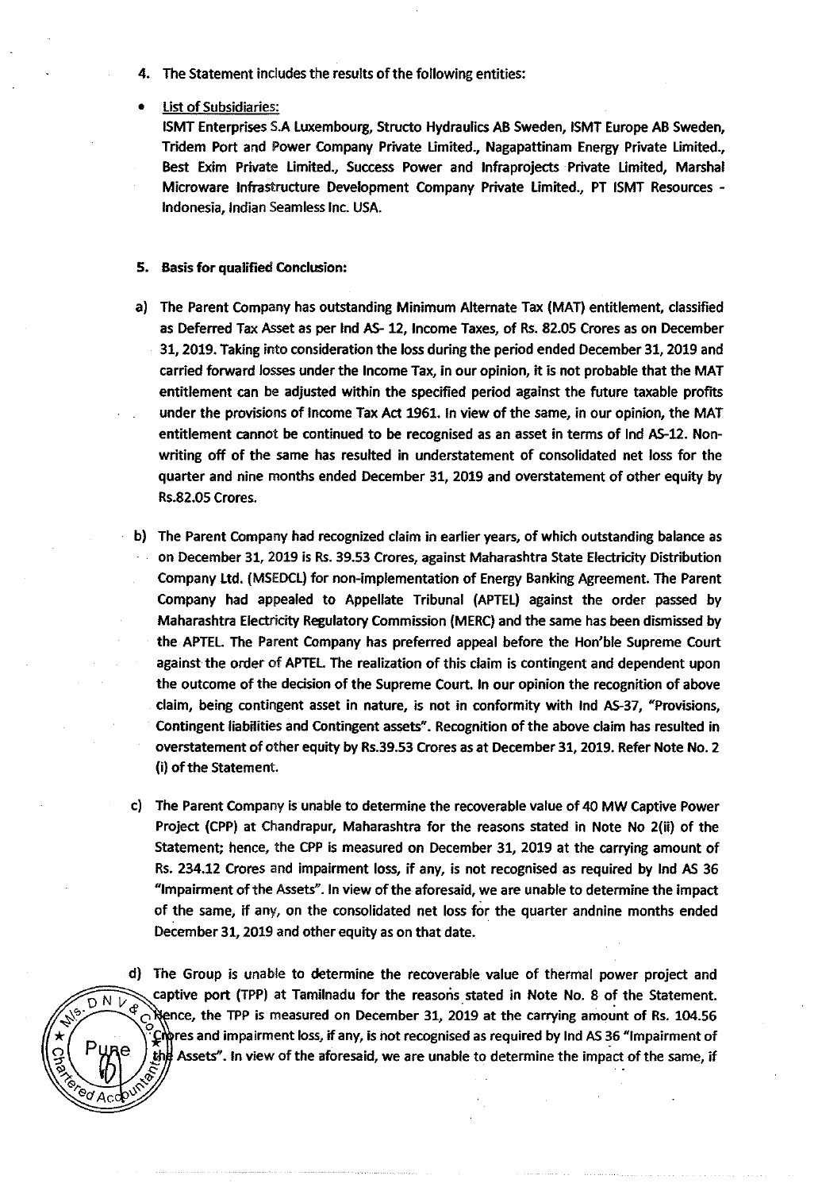4. The Statement includes the results of the following entities:

- List of Subsidiaries:
  ISMT Enterprises S.A Luxembourg, Structo Hydraulics AB Sweden, ISMT Europe AB Sweden, Tridem Port and Power Company Private Limited., Nagapattinam Energy Private Limited., Best Exim Private Limited., Success Power and Infraprojects Private Limited, Marshal Microware Infrastructure Development Company Private Limited., PT ISMT Resources - Indonesia, Indian Seamless Inc. USA.

5. **Basis for qualified Conclusion:**

a) The Parent Company has outstanding Minimum Alternate Tax (MAT) entitlement, classified as Deferred Tax Asset as per Ind AS- 12, Income Taxes, of Rs. 82.05 Crores as on December 31, 2019. Taking into consideration the loss during the period ended December 31, 2019 and carried forward losses under the Income Tax, in our opinion, it is not probable that the MAT entitlement can be adjusted within the specified period against the future taxable profits under the provisions of Income Tax Act 1961. In view of the same, in our opinion, the MAT entitlement cannot be continued to be recognised as an asset in terms of Ind AS-12. Non-writing off of the same has resulted in understatement of consolidated net loss for the quarter and nine months ended December 31, 2019 and overstatement of other equity by Rs.82.05 Crores.

b) The Parent Company had recognized claim in earlier years, of which outstanding balance as on December 31, 2019 is Rs. 39.53 Crores, against Maharashtra State Electricity Distribution Company Ltd. (MSEDCL) for non-implementation of Energy Banking Agreement. The Parent Company had appealed to Appellate Tribunal (APTEL) against the order passed by Maharashtra Electricity Regulatory Commission (MERC) and the same has been dismissed by the APTEL. The Parent Company has preferred appeal before the Hon'ble Supreme Court against the order of APTEL. The realization of this claim is contingent and dependent upon the outcome of the decision of the Supreme Court. In our opinion the recognition of above claim, being contingent asset in nature, is not in conformity with Ind AS-37, "Provisions, Contingent liabilities and Contingent assets". Recognition of the above claim has resulted in overstatement of other equity by Rs.39.53 Crores as at December 31, 2019. Refer Note No. 2 (i) of the Statement.

c) The Parent Company is unable to determine the recoverable value of 40 MW Captive Power Project (CPP) at Chandrapur, Maharashtra for the reasons stated in Note No 2(ii) of the Statement; hence, the CPP is measured on December 31, 2019 at the carrying amount of Rs. 234.12 Crores and impairment loss, if any, is not recognised as required by Ind AS 36 "Impairment of the Assets". In view of the aforesaid, we are unable to determine the impact of the same, if any, on the consolidated net loss for the quarter andnine months ended December 31, 2019 and other equity as on that date.

d) The Group is unable to determine the recoverable value of thermal power project and captive port (TPP) at Tamilnadu for the reasons stated in Note No. 8 of the Statement. Hence, the TPP is measured on December 31, 2019 at the carrying amount of Rs. 104.56 Crores and impairment loss, if any, is not recognised as required by Ind AS 36 "Impairment of the Assets". In view of the aforesaid, we are unable to determine the impact of the same, if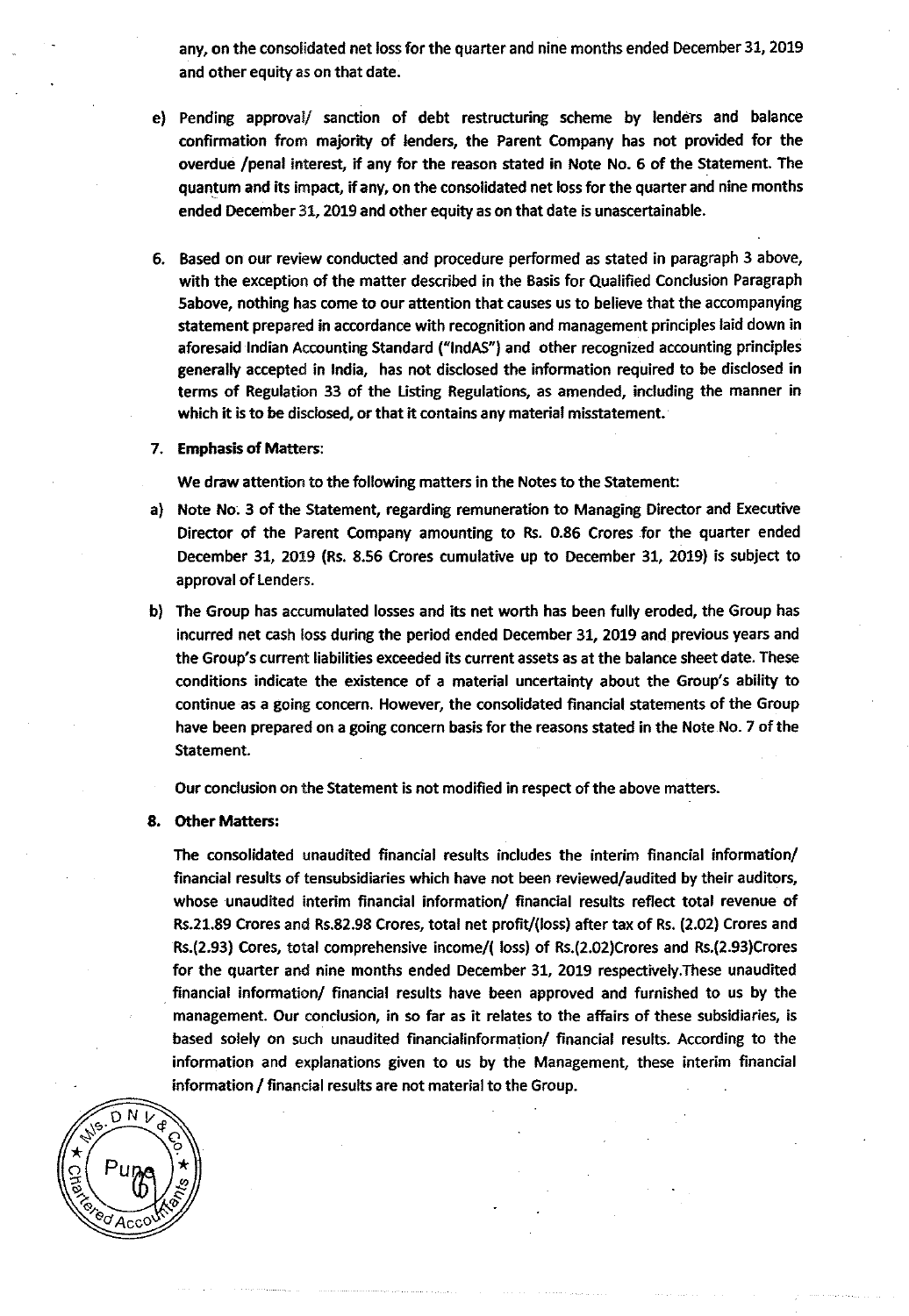any, on the consolidated net loss for the quarter and nine months ended December 31, 2019 and other equity as on that date.

e) Pending approval/ sanction of debt restructuring scheme by lenders and balance confirmation from majority of lenders, the Parent Company has not provided for the overdue /penal interest, if any for the reason stated in Note No. 6 of the Statement. The quantum and its impact, if any, on the consolidated net loss for the quarter and nine months ended December 31, 2019 and other equity as on that date is unascertainable.

6. Based on our review conducted and procedure performed as stated in paragraph 3 above, with the exception of the matter described in the Basis for Qualified Conclusion Paragraph 5above, nothing has come to our attention that causes us to believe that the accompanying statement prepared in accordance with recognition and management principles laid down in aforesaid Indian Accounting Standard ("IndAS") and other recognized accounting principles generally accepted in India, has not disclosed the information required to be disclosed in terms of Regulation 33 of the Listing Regulations, as amended, including the manner in which it is to be disclosed, or that it contains any material misstatement.

7. **Emphasis of Matters:**

We draw attention to the following matters in the Notes to the Statement:

a) Note No. 3 of the Statement, regarding remuneration to Managing Director and Executive Director of the Parent Company amounting to Rs. 0.86 Crores for the quarter ended December 31, 2019 (Rs. 8.56 Crores cumulative up to December 31, 2019) is subject to approval of Lenders.

b) The Group has accumulated losses and its net worth has been fully eroded, the Group has incurred net cash loss during the period ended December 31, 2019 and previous years and the Group's current liabilities exceeded its current assets as at the balance sheet date. These conditions indicate the existence of a material uncertainty about the Group's ability to continue as a going concern. However, the consolidated financial statements of the Group have been prepared on a going concern basis for the reasons stated in the Note No. 7 of the Statement.

Our conclusion on the Statement is not modified in respect of the above matters.

8. **Other Matters:**

The consolidated unaudited financial results includes the interim financial information/ financial results of tensubsidiaries which have not been reviewed/audited by their auditors, whose unaudited interim financial information/ financial results reflect total revenue of Rs.21.89 Crores and Rs.82.98 Crores, total net profit/(loss) after tax of Rs. (2.02) Crores and Rs.(2.93) Cores, total comprehensive income/( loss) of Rs.(2.02)Crores and Rs.(2.93)Crores for the quarter and nine months ended December 31, 2019 respectively.These unaudited financial information/ financial results have been approved and furnished to us by the management. Our conclusion, in so far as it relates to the affairs of these subsidiaries, is based solely on such unaudited financialinformation/ financial results. According to the information and explanations given to us by the Management, these interim financial information / financial results are not material to the Group.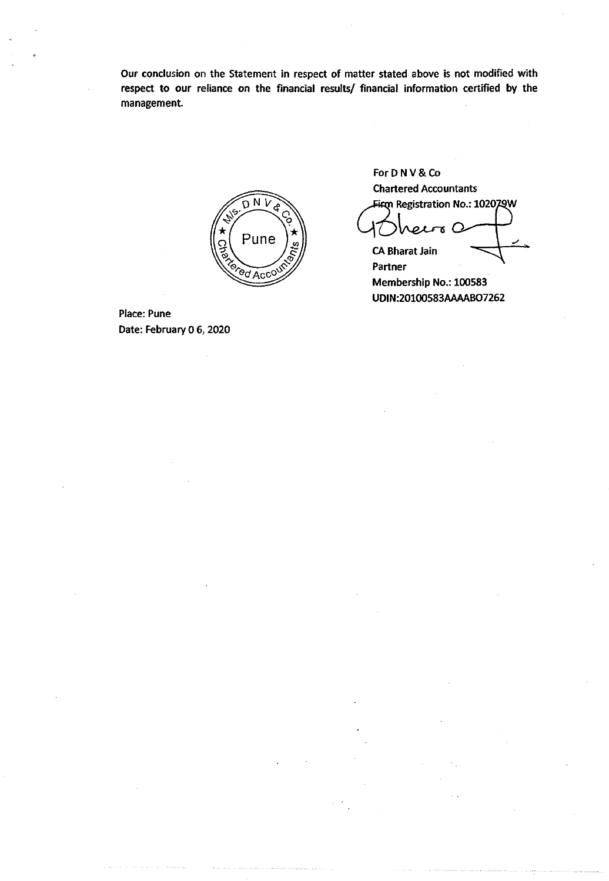**Our conclusion on the Statement in respect of matter stated above is not modified with respect to our reliance on the financial results/ financial information certified by the management.**

**For D N V & Co**
**Chartered Accountants**
**Firm Registration No.: 102079W**

**CA Bharat Jain**
**Partner**
**Membership No.: 100583**
**UDIN:20100583AAAABO7262**

**Place: Pune**
**Date: February 0 6, 2020**